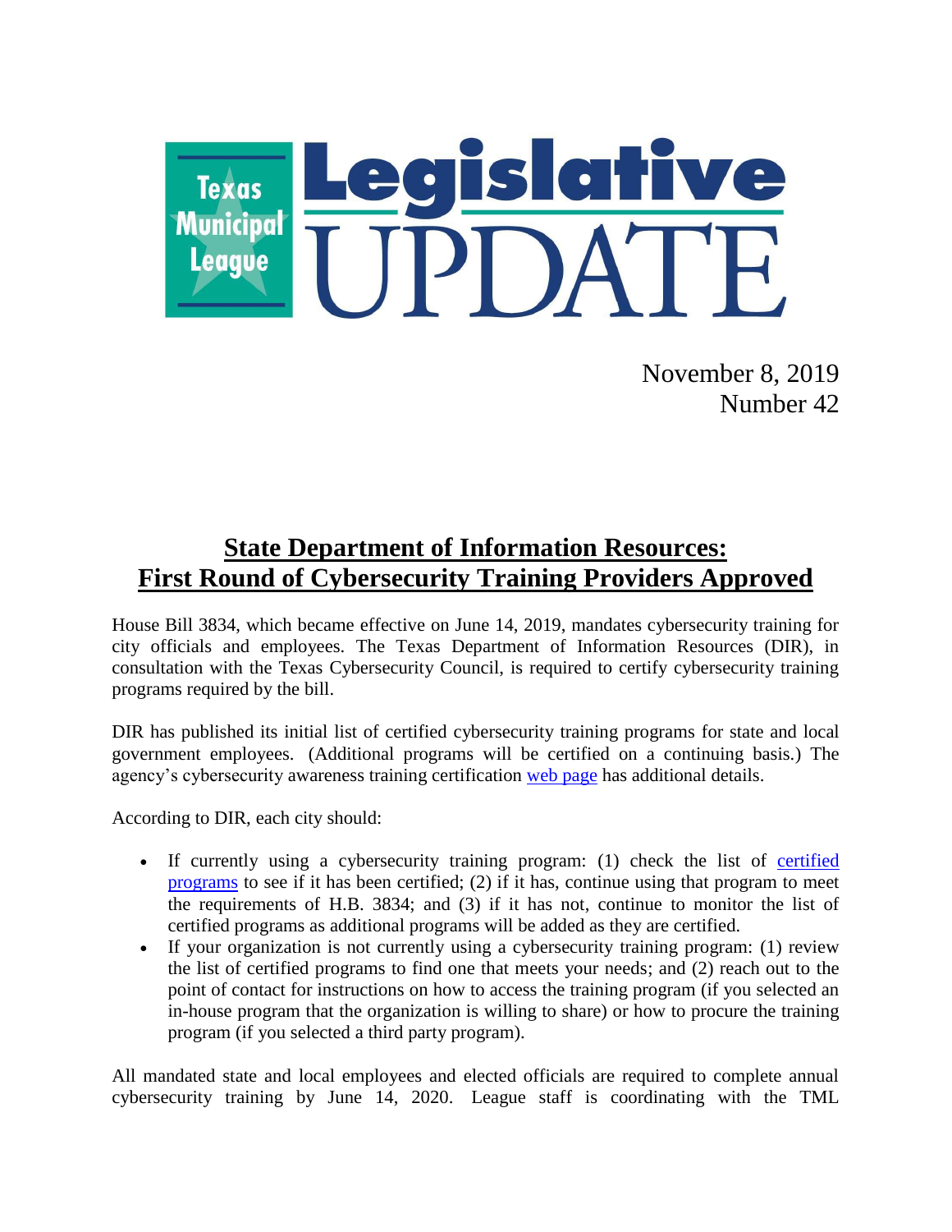Texas Municipal League

# Legislative UPDATE

November 8, 2019
Number 42

## State Department of Information Resources: First Round of Cybersecurity Training Providers Approved

House Bill 3834, which became effective on June 14, 2019, mandates cybersecurity training for city officials and employees. The Texas Department of Information Resources (DIR), in consultation with the Texas Cybersecurity Council, is required to certify cybersecurity training programs required by the bill.

DIR has published its initial list of certified cybersecurity training programs for state and local government employees. (Additional programs will be certified on a continuing basis.) The agency's cybersecurity awareness training certification web page has additional details.

According to DIR, each city should:

- If currently using a cybersecurity training program: (1) check the list of certified programs to see if it has been certified; (2) if it has, continue using that program to meet the requirements of H.B. 3834; and (3) if it has not, continue to monitor the list of certified programs as additional programs will be added as they are certified.
- If your organization is not currently using a cybersecurity training program: (1) review the list of certified programs to find one that meets your needs; and (2) reach out to the point of contact for instructions on how to access the training program (if you selected an in-house program that the organization is willing to share) or how to procure the training program (if you selected a third party program).

All mandated state and local employees and elected officials are required to complete annual cybersecurity training by June 14, 2020. League staff is coordinating with the TML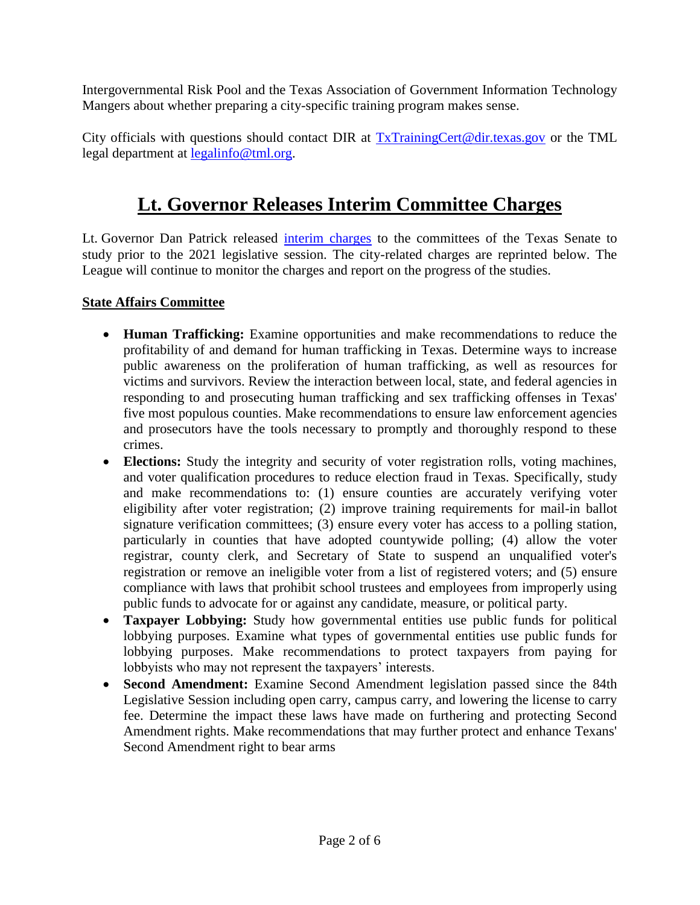Intergovernmental Risk Pool and the Texas Association of Government Information Technology Mangers about whether preparing a city-specific training program makes sense.

City officials with questions should contact DIR at [TxTrainingCert@dir.texas.gov](mailto:TxTrainingCert@dir.texas.gov) or the TML legal department at [legalinfo@tml.org](mailto:legalinfo@tml.org).

# Lt. Governor Releases Interim Committee Charges

Lt. Governor Dan Patrick released interim charges to the committees of the Texas Senate to study prior to the 2021 legislative session. The city-related charges are reprinted below. The League will continue to monitor the charges and report on the progress of the studies.

**State Affairs Committee**

- **Human Trafficking:** Examine opportunities and make recommendations to reduce the profitability of and demand for human trafficking in Texas. Determine ways to increase public awareness on the proliferation of human trafficking, as well as resources for victims and survivors. Review the interaction between local, state, and federal agencies in responding to and prosecuting human trafficking and sex trafficking offenses in Texas' five most populous counties. Make recommendations to ensure law enforcement agencies and prosecutors have the tools necessary to promptly and thoroughly respond to these crimes.
- **Elections:** Study the integrity and security of voter registration rolls, voting machines, and voter qualification procedures to reduce election fraud in Texas. Specifically, study and make recommendations to: (1) ensure counties are accurately verifying voter eligibility after voter registration; (2) improve training requirements for mail-in ballot signature verification committees; (3) ensure every voter has access to a polling station, particularly in counties that have adopted countywide polling; (4) allow the voter registrar, county clerk, and Secretary of State to suspend an unqualified voter's registration or remove an ineligible voter from a list of registered voters; and (5) ensure compliance with laws that prohibit school trustees and employees from improperly using public funds to advocate for or against any candidate, measure, or political party.
- **Taxpayer Lobbying:** Study how governmental entities use public funds for political lobbying purposes. Examine what types of governmental entities use public funds for lobbying purposes. Make recommendations to protect taxpayers from paying for lobbyists who may not represent the taxpayers' interests.
- **Second Amendment:** Examine Second Amendment legislation passed since the 84th Legislative Session including open carry, campus carry, and lowering the license to carry fee. Determine the impact these laws have made on furthering and protecting Second Amendment rights. Make recommendations that may further protect and enhance Texans' Second Amendment right to bear arms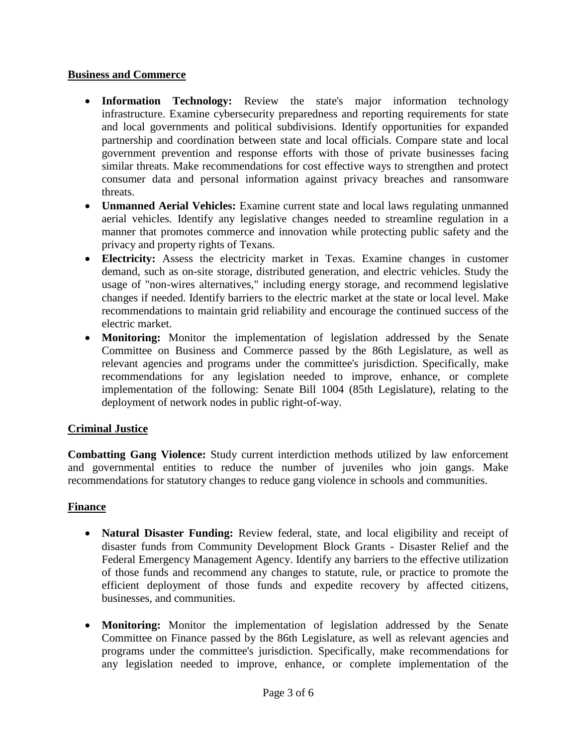## Business and Commerce

- **Information Technology:** Review the state's major information technology infrastructure. Examine cybersecurity preparedness and reporting requirements for state and local governments and political subdivisions. Identify opportunities for expanded partnership and coordination between state and local officials. Compare state and local government prevention and response efforts with those of private businesses facing similar threats. Make recommendations for cost effective ways to strengthen and protect consumer data and personal information against privacy breaches and ransomware threats.
- **Unmanned Aerial Vehicles:** Examine current state and local laws regulating unmanned aerial vehicles. Identify any legislative changes needed to streamline regulation in a manner that promotes commerce and innovation while protecting public safety and the privacy and property rights of Texans.
- **Electricity:** Assess the electricity market in Texas. Examine changes in customer demand, such as on-site storage, distributed generation, and electric vehicles. Study the usage of "non-wires alternatives," including energy storage, and recommend legislative changes if needed. Identify barriers to the electric market at the state or local level. Make recommendations to maintain grid reliability and encourage the continued success of the electric market.
- **Monitoring:** Monitor the implementation of legislation addressed by the Senate Committee on Business and Commerce passed by the 86th Legislature, as well as relevant agencies and programs under the committee's jurisdiction. Specifically, make recommendations for any legislation needed to improve, enhance, or complete implementation of the following: Senate Bill 1004 (85th Legislature), relating to the deployment of network nodes in public right-of-way.

## Criminal Justice

**Combatting Gang Violence:** Study current interdiction methods utilized by law enforcement and governmental entities to reduce the number of juveniles who join gangs. Make recommendations for statutory changes to reduce gang violence in schools and communities.

## Finance

- **Natural Disaster Funding:** Review federal, state, and local eligibility and receipt of disaster funds from Community Development Block Grants - Disaster Relief and the Federal Emergency Management Agency. Identify any barriers to the effective utilization of those funds and recommend any changes to statute, rule, or practice to promote the efficient deployment of those funds and expedite recovery by affected citizens, businesses, and communities.

- **Monitoring:** Monitor the implementation of legislation addressed by the Senate Committee on Finance passed by the 86th Legislature, as well as relevant agencies and programs under the committee's jurisdiction. Specifically, make recommendations for any legislation needed to improve, enhance, or complete implementation of the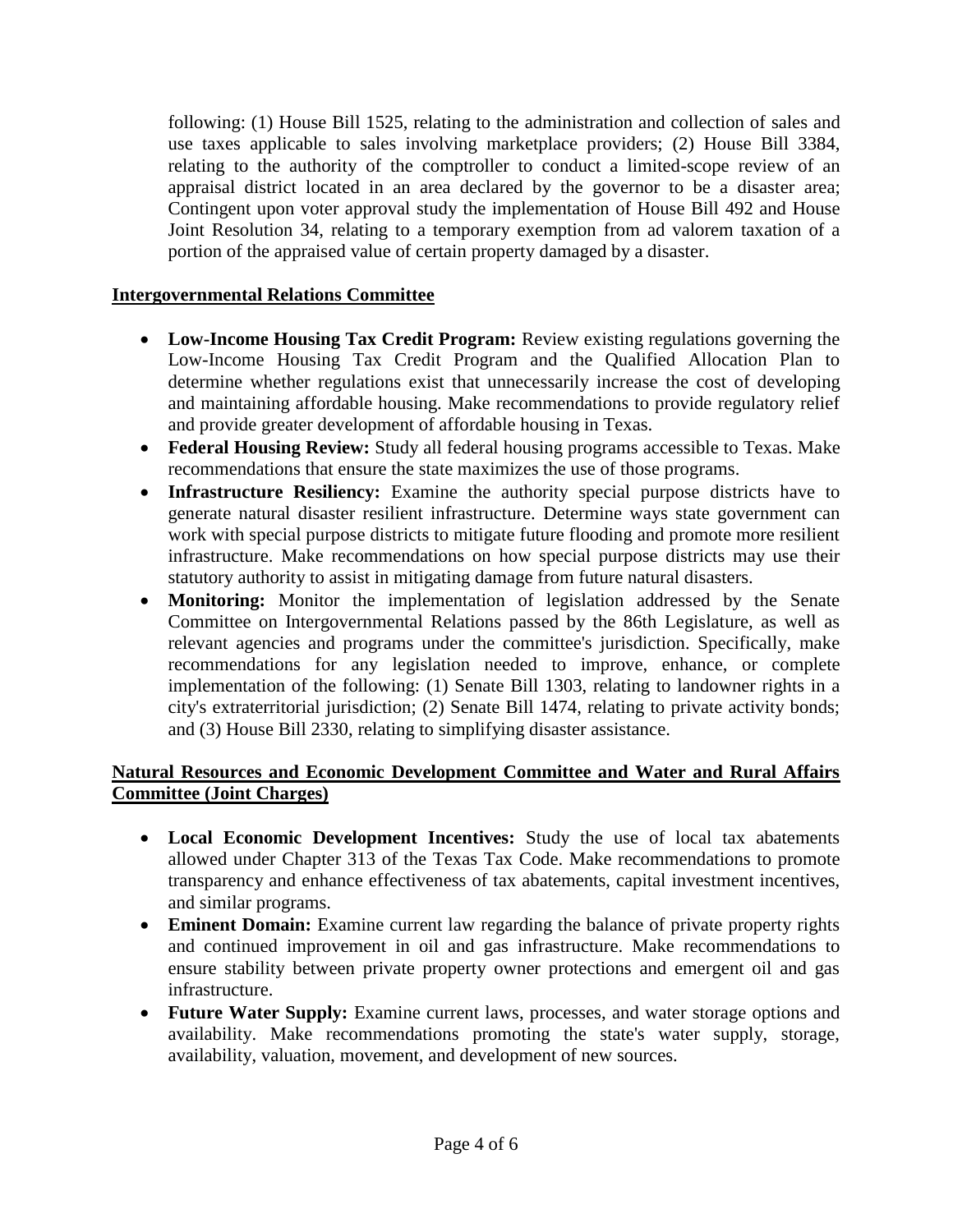following: (1) House Bill 1525, relating to the administration and collection of sales and use taxes applicable to sales involving marketplace providers; (2) House Bill 3384, relating to the authority of the comptroller to conduct a limited-scope review of an appraisal district located in an area declared by the governor to be a disaster area; Contingent upon voter approval study the implementation of House Bill 492 and House Joint Resolution 34, relating to a temporary exemption from ad valorem taxation of a portion of the appraised value of certain property damaged by a disaster.

**Intergovernmental Relations Committee**

- **Low-Income Housing Tax Credit Program:** Review existing regulations governing the Low-Income Housing Tax Credit Program and the Qualified Allocation Plan to determine whether regulations exist that unnecessarily increase the cost of developing and maintaining affordable housing. Make recommendations to provide regulatory relief and provide greater development of affordable housing in Texas.
- **Federal Housing Review:** Study all federal housing programs accessible to Texas. Make recommendations that ensure the state maximizes the use of those programs.
- **Infrastructure Resiliency:** Examine the authority special purpose districts have to generate natural disaster resilient infrastructure. Determine ways state government can work with special purpose districts to mitigate future flooding and promote more resilient infrastructure. Make recommendations on how special purpose districts may use their statutory authority to assist in mitigating damage from future natural disasters.
- **Monitoring:** Monitor the implementation of legislation addressed by the Senate Committee on Intergovernmental Relations passed by the 86th Legislature, as well as relevant agencies and programs under the committee's jurisdiction. Specifically, make recommendations for any legislation needed to improve, enhance, or complete implementation of the following: (1) Senate Bill 1303, relating to landowner rights in a city's extraterritorial jurisdiction; (2) Senate Bill 1474, relating to private activity bonds; and (3) House Bill 2330, relating to simplifying disaster assistance.

**Natural Resources and Economic Development Committee and Water and Rural Affairs Committee (Joint Charges)**

- **Local Economic Development Incentives:** Study the use of local tax abatements allowed under Chapter 313 of the Texas Tax Code. Make recommendations to promote transparency and enhance effectiveness of tax abatements, capital investment incentives, and similar programs.
- **Eminent Domain:** Examine current law regarding the balance of private property rights and continued improvement in oil and gas infrastructure. Make recommendations to ensure stability between private property owner protections and emergent oil and gas infrastructure.
- **Future Water Supply:** Examine current laws, processes, and water storage options and availability. Make recommendations promoting the state's water supply, storage, availability, valuation, movement, and development of new sources.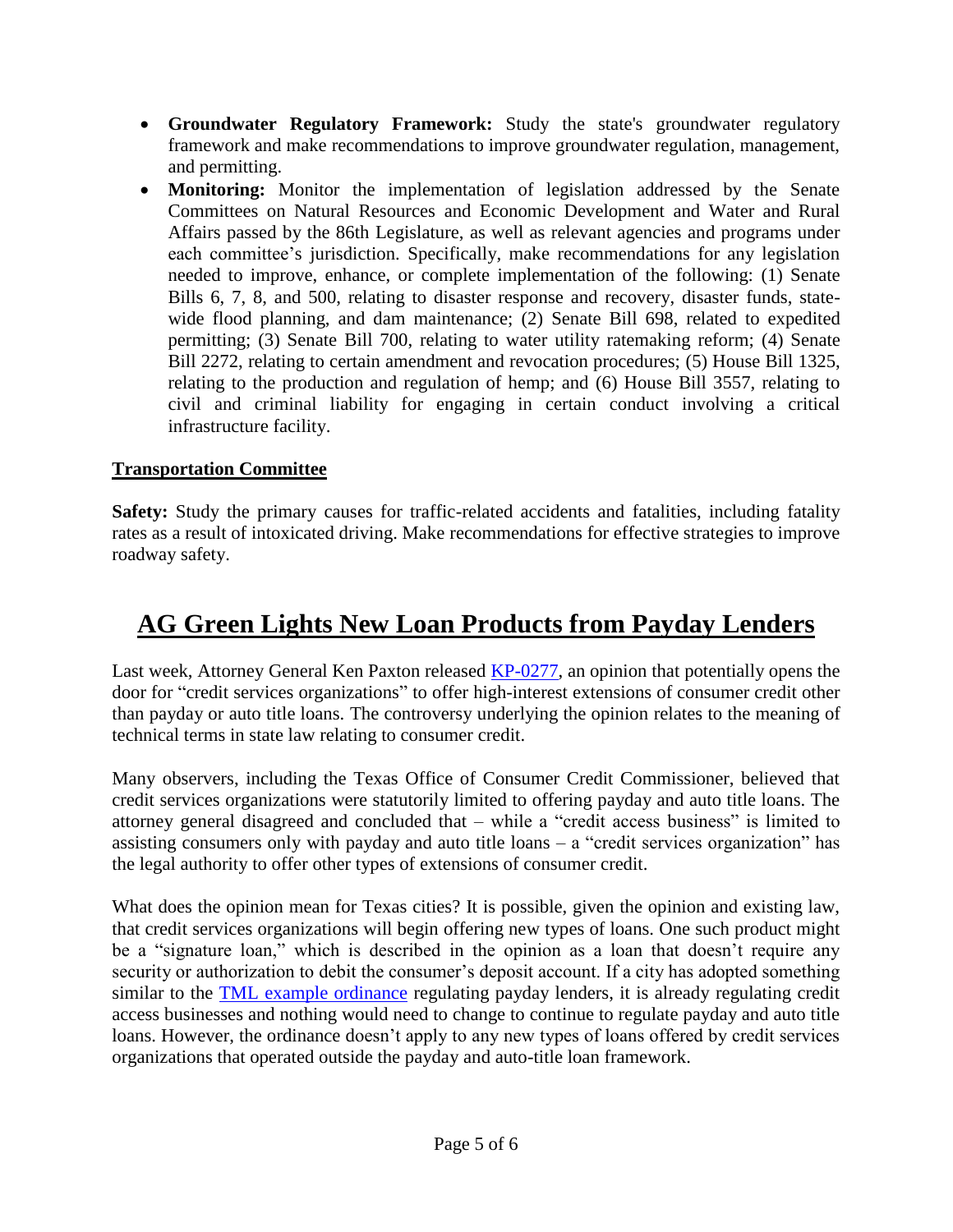- **Groundwater Regulatory Framework:** Study the state's groundwater regulatory framework and make recommendations to improve groundwater regulation, management, and permitting.
- **Monitoring:** Monitor the implementation of legislation addressed by the Senate Committees on Natural Resources and Economic Development and Water and Rural Affairs passed by the 86th Legislature, as well as relevant agencies and programs under each committee's jurisdiction. Specifically, make recommendations for any legislation needed to improve, enhance, or complete implementation of the following: (1) Senate Bills 6, 7, 8, and 500, relating to disaster response and recovery, disaster funds, state-wide flood planning, and dam maintenance; (2) Senate Bill 698, related to expedited permitting; (3) Senate Bill 700, relating to water utility ratemaking reform; (4) Senate Bill 2272, relating to certain amendment and revocation procedures; (5) House Bill 1325, relating to the production and regulation of hemp; and (6) House Bill 3557, relating to civil and criminal liability for engaging in certain conduct involving a critical infrastructure facility.

**Transportation Committee**

**Safety:** Study the primary causes for traffic-related accidents and fatalities, including fatality rates as a result of intoxicated driving. Make recommendations for effective strategies to improve roadway safety.

# AG Green Lights New Loan Products from Payday Lenders

Last week, Attorney General Ken Paxton released KP-0277, an opinion that potentially opens the door for "credit services organizations" to offer high-interest extensions of consumer credit other than payday or auto title loans. The controversy underlying the opinion relates to the meaning of technical terms in state law relating to consumer credit.

Many observers, including the Texas Office of Consumer Credit Commissioner, believed that credit services organizations were statutorily limited to offering payday and auto title loans. The attorney general disagreed and concluded that – while a "credit access business" is limited to assisting consumers only with payday and auto title loans – a "credit services organization" has the legal authority to offer other types of extensions of consumer credit.

What does the opinion mean for Texas cities? It is possible, given the opinion and existing law, that credit services organizations will begin offering new types of loans. One such product might be a "signature loan," which is described in the opinion as a loan that doesn't require any security or authorization to debit the consumer's deposit account. If a city has adopted something similar to the TML example ordinance regulating payday lenders, it is already regulating credit access businesses and nothing would need to change to continue to regulate payday and auto title loans. However, the ordinance doesn't apply to any new types of loans offered by credit services organizations that operated outside the payday and auto-title loan framework.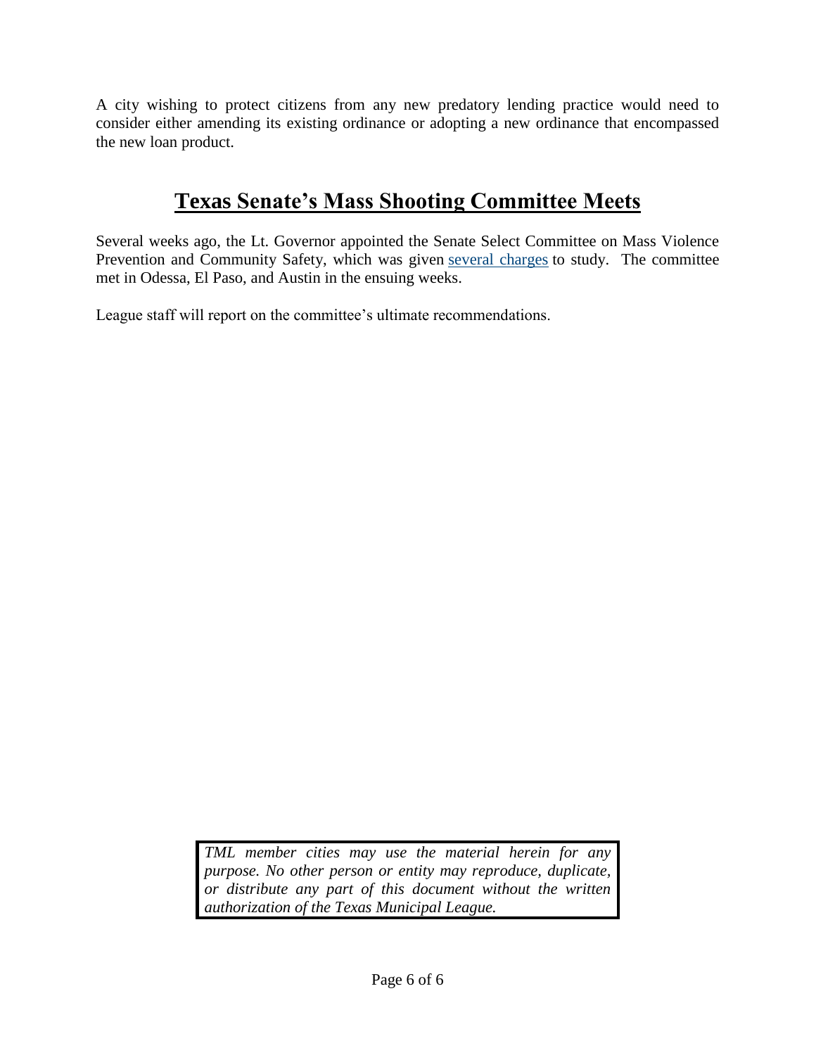A city wishing to protect citizens from any new predatory lending practice would need to consider either amending its existing ordinance or adopting a new ordinance that encompassed the new loan product.

## Texas Senate's Mass Shooting Committee Meets

Several weeks ago, the Lt. Governor appointed the Senate Select Committee on Mass Violence Prevention and Community Safety, which was given several charges to study. The committee met in Odessa, El Paso, and Austin in the ensuing weeks.

League staff will report on the committee's ultimate recommendations.

*TML member cities may use the material herein for any purpose. No other person or entity may reproduce, duplicate, or distribute any part of this document without the written authorization of the Texas Municipal League.*